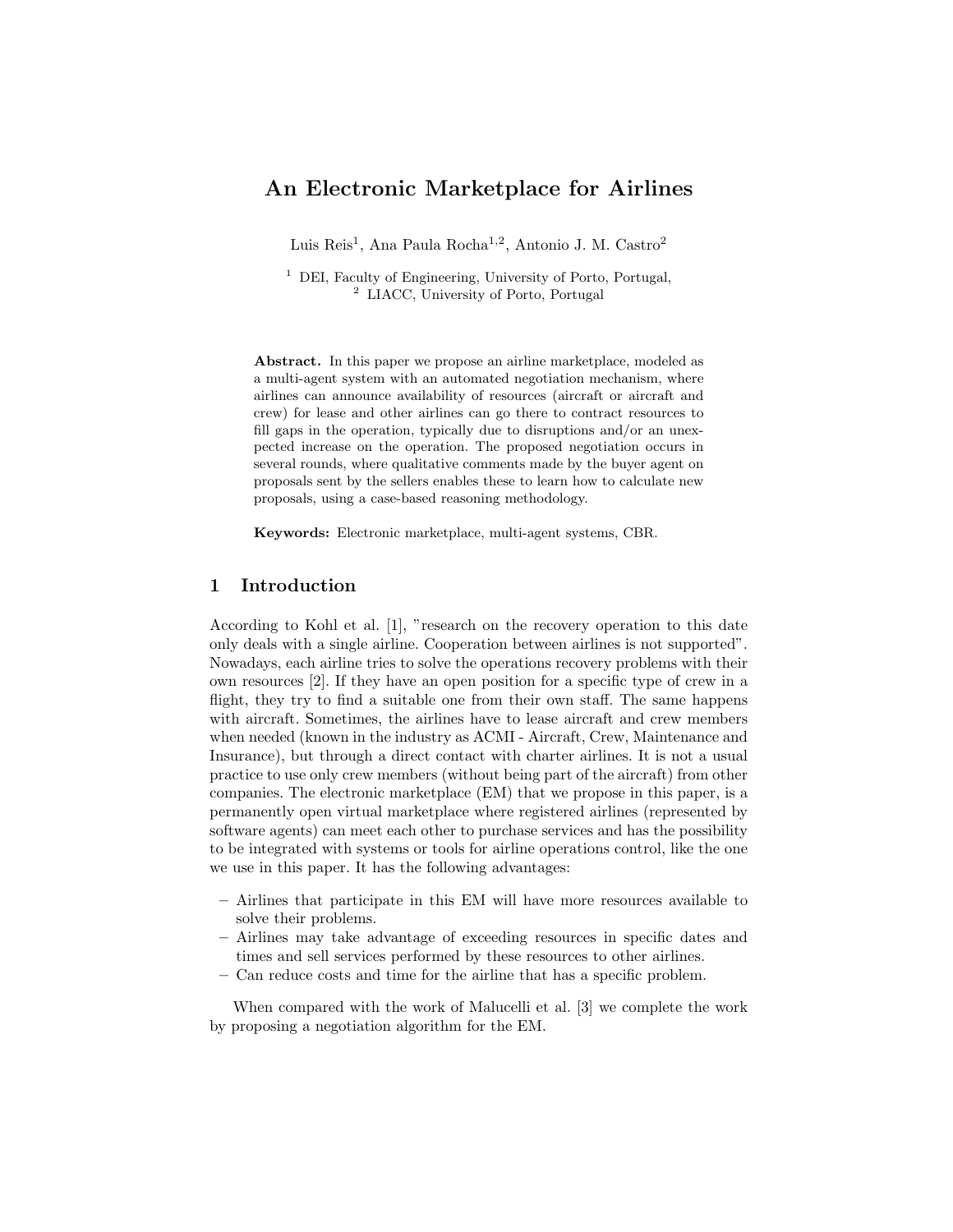# An Electronic Marketplace for Airlines

Luis Reis[1], Ana Paula Rocha[1,2], Antonio J. M. Castro[2]

[1] DEI, Faculty of Engineering, University of Porto, Portugal,
[2] LIACC, University of Porto, Portugal

**Abstract.** In this paper we propose an airline marketplace, modeled as a multi-agent system with an automated negotiation mechanism, where airlines can announce availability of resources (aircraft or aircraft and crew) for lease and other airlines can go there to contract resources to fill gaps in the operation, typically due to disruptions and/or an unexpected increase on the operation. The proposed negotiation occurs in several rounds, where qualitative comments made by the buyer agent on proposals sent by the sellers enables these to learn how to calculate new proposals, using a case-based reasoning methodology.

**Keywords:** Electronic marketplace, multi-agent systems, CBR.

## 1 Introduction

According to Kohl et al. [1], "research on the recovery operation to this date only deals with a single airline. Cooperation between airlines is not supported". Nowadays, each airline tries to solve the operations recovery problems with their own resources [2]. If they have an open position for a specific type of crew in a flight, they try to find a suitable one from their own staff. The same happens with aircraft. Sometimes, the airlines have to lease aircraft and crew members when needed (known in the industry as ACMI - Aircraft, Crew, Maintenance and Insurance), but through a direct contact with charter airlines. It is not a usual practice to use only crew members (without being part of the aircraft) from other companies. The electronic marketplace (EM) that we propose in this paper, is a permanently open virtual marketplace where registered airlines (represented by software agents) can meet each other to purchase services and has the possibility to be integrated with systems or tools for airline operations control, like the one we use in this paper. It has the following advantages:

- Airlines that participate in this EM will have more resources available to solve their problems.
- Airlines may take advantage of exceeding resources in specific dates and times and sell services performed by these resources to other airlines.
- Can reduce costs and time for the airline that has a specific problem.

When compared with the work of Malucelli et al. [3] we complete the work by proposing a negotiation algorithm for the EM.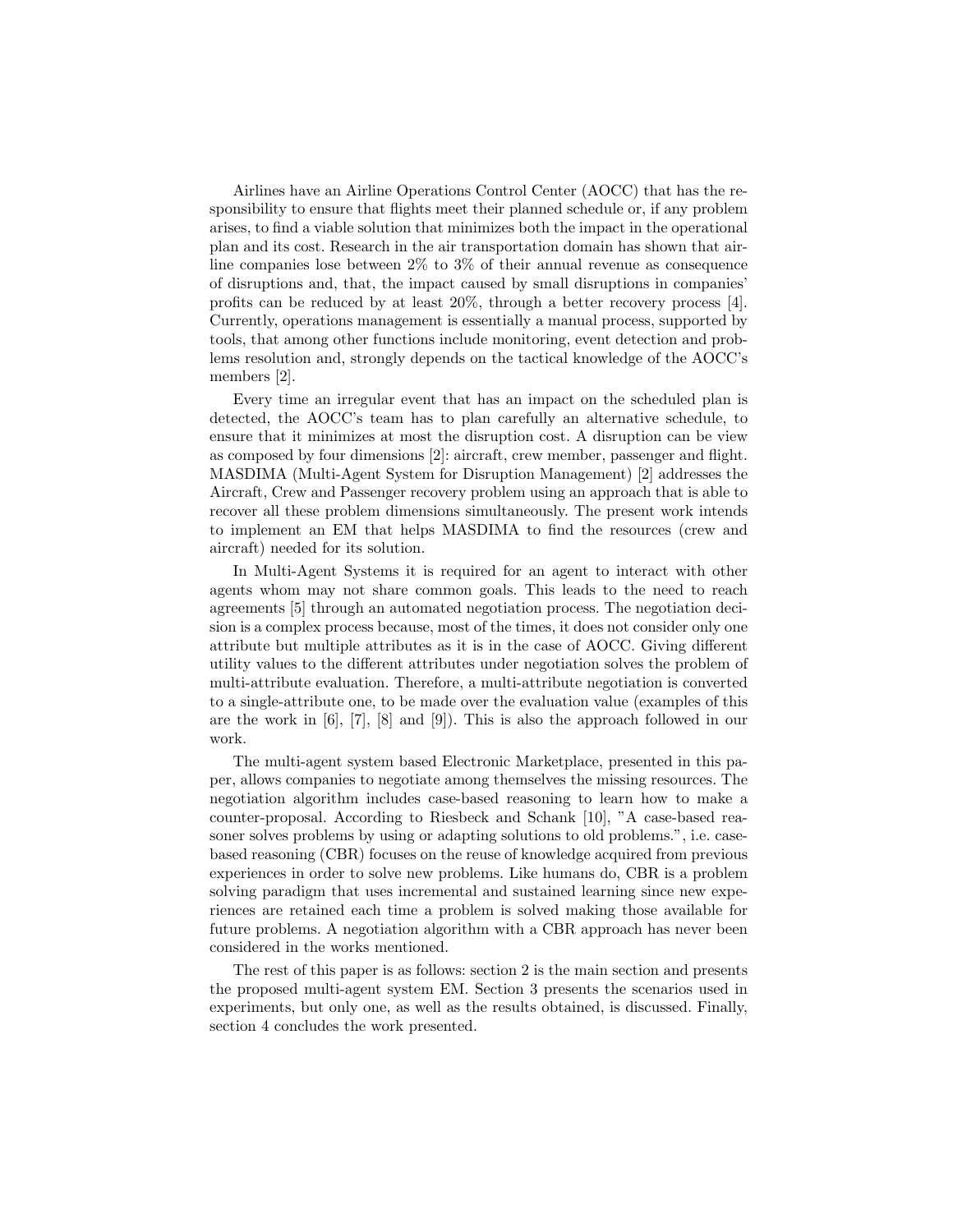Airlines have an Airline Operations Control Center (AOCC) that has the responsibility to ensure that flights meet their planned schedule or, if any problem arises, to find a viable solution that minimizes both the impact in the operational plan and its cost. Research in the air transportation domain has shown that airline companies lose between 2% to 3% of their annual revenue as consequence of disruptions and, that, the impact caused by small disruptions in companies' profits can be reduced by at least 20%, through a better recovery process [4]. Currently, operations management is essentially a manual process, supported by tools, that among other functions include monitoring, event detection and problems resolution and, strongly depends on the tactical knowledge of the AOCC's members [2].

Every time an irregular event that has an impact on the scheduled plan is detected, the AOCC's team has to plan carefully an alternative schedule, to ensure that it minimizes at most the disruption cost. A disruption can be view as composed by four dimensions [2]: aircraft, crew member, passenger and flight. MASDIMA (Multi-Agent System for Disruption Management) [2] addresses the Aircraft, Crew and Passenger recovery problem using an approach that is able to recover all these problem dimensions simultaneously. The present work intends to implement an EM that helps MASDIMA to find the resources (crew and aircraft) needed for its solution.

In Multi-Agent Systems it is required for an agent to interact with other agents whom may not share common goals. This leads to the need to reach agreements [5] through an automated negotiation process. The negotiation decision is a complex process because, most of the times, it does not consider only one attribute but multiple attributes as it is in the case of AOCC. Giving different utility values to the different attributes under negotiation solves the problem of multi-attribute evaluation. Therefore, a multi-attribute negotiation is converted to a single-attribute one, to be made over the evaluation value (examples of this are the work in [6], [7], [8] and [9]). This is also the approach followed in our work.

The multi-agent system based Electronic Marketplace, presented in this paper, allows companies to negotiate among themselves the missing resources. The negotiation algorithm includes case-based reasoning to learn how to make a counter-proposal. According to Riesbeck and Schank [10], "A case-based reasoner solves problems by using or adapting solutions to old problems.", i.e. case-based reasoning (CBR) focuses on the reuse of knowledge acquired from previous experiences in order to solve new problems. Like humans do, CBR is a problem solving paradigm that uses incremental and sustained learning since new experiences are retained each time a problem is solved making those available for future problems. A negotiation algorithm with a CBR approach has never been considered in the works mentioned.

The rest of this paper is as follows: section 2 is the main section and presents the proposed multi-agent system EM. Section 3 presents the scenarios used in experiments, but only one, as well as the results obtained, is discussed. Finally, section 4 concludes the work presented.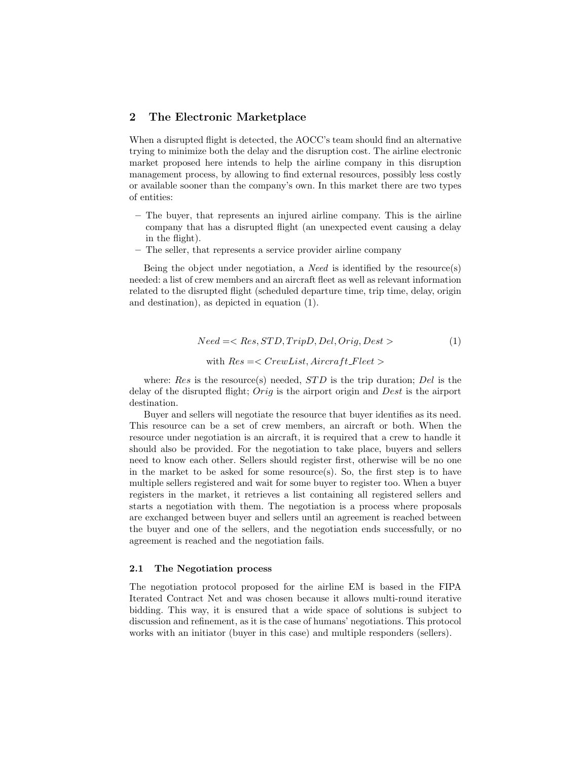## 2 The Electronic Marketplace

When a disrupted flight is detected, the AOCC's team should find an alternative trying to minimize both the delay and the disruption cost. The airline electronic market proposed here intends to help the airline company in this disruption management process, by allowing to find external resources, possibly less costly or available sooner than the company's own. In this market there are two types of entities:

- The buyer, that represents an injured airline company. This is the airline company that has a disrupted flight (an unexpected event causing a delay in the flight).
- The seller, that represents a service provider airline company

Being the object under negotiation, a *Need* is identified by the resource(s) needed: a list of crew members and an aircraft fleet as well as relevant information related to the disrupted flight (scheduled departure time, trip time, delay, origin and destination), as depicted in equation (1).

$$Need = < Res, STD, TripD, Del, Orig, Dest > \tag{1}$$

$$\text{with } Res = < CrewList, Aircraft\_Fleet >$$

where: $Res$ is the resource(s) needed, $STD$ is the trip duration; $Del$ is the delay of the disrupted flight; $Orig$ is the airport origin and $Dest$ is the airport destination.

Buyer and sellers will negotiate the resource that buyer identifies as its need. This resource can be a set of crew members, an aircraft or both. When the resource under negotiation is an aircraft, it is required that a crew to handle it should also be provided. For the negotiation to take place, buyers and sellers need to know each other. Sellers should register first, otherwise will be no one in the market to be asked for some resource(s). So, the first step is to have multiple sellers registered and wait for some buyer to register too. When a buyer registers in the market, it retrieves a list containing all registered sellers and starts a negotiation with them. The negotiation is a process where proposals are exchanged between buyer and sellers until an agreement is reached between the buyer and one of the sellers, and the negotiation ends successfully, or no agreement is reached and the negotiation fails.

### 2.1 The Negotiation process

The negotiation protocol proposed for the airline EM is based in the FIPA Iterated Contract Net and was chosen because it allows multi-round iterative bidding. This way, it is ensured that a wide space of solutions is subject to discussion and refinement, as it is the case of humans' negotiations. This protocol works with an initiator (buyer in this case) and multiple responders (sellers).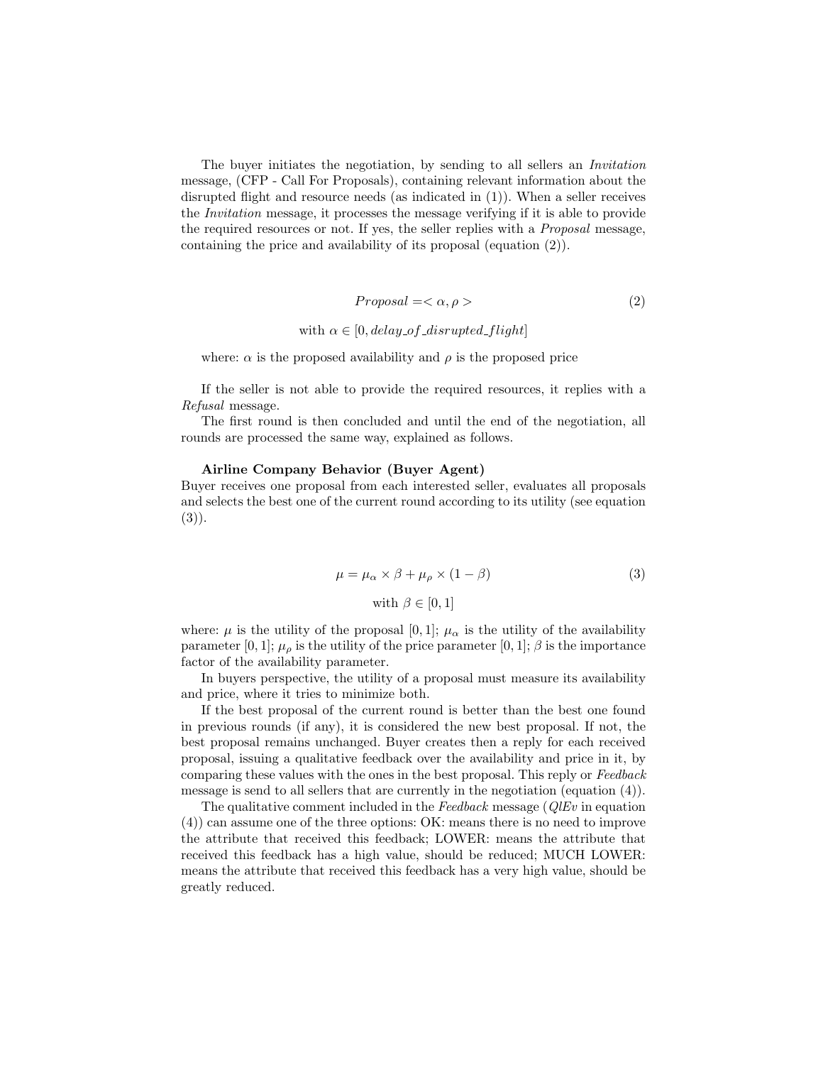The buyer initiates the negotiation, by sending to all sellers an *Invitation* message, (CFP - Call For Proposals), containing relevant information about the disrupted flight and resource needs (as indicated in (1)). When a seller receives the *Invitation* message, it processes the message verifying if it is able to provide the required resources or not. If yes, the seller replies with a *Proposal* message, containing the price and availability of its proposal (equation (2)).

$$Proposal = < \alpha, \rho > \tag{2}$$

$$\text{with } \alpha \in [0, delay\_of\_disrupted\_flight]$$

where: $\alpha$ is the proposed availability and $\rho$ is the proposed price

If the seller is not able to provide the required resources, it replies with a *Refusal* message.

The first round is then concluded and until the end of the negotiation, all rounds are processed the same way, explained as follows.

**Airline Company Behavior (Buyer Agent)**
Buyer receives one proposal from each interested seller, evaluates all proposals and selects the best one of the current round according to its utility (see equation (3)).

$$\mu = \mu_\alpha \times \beta + \mu_\rho \times (1 - \beta) \tag{3}$$

$$\text{with } \beta \in [0, 1]$$

where: $\mu$ is the utility of the proposal $[0, 1]$; $\mu_\alpha$ is the utility of the availability parameter $[0, 1]$; $\mu_\rho$ is the utility of the price parameter $[0, 1]$; $\beta$ is the importance factor of the availability parameter.

In buyers perspective, the utility of a proposal must measure its availability and price, where it tries to minimize both.

If the best proposal of the current round is better than the best one found in previous rounds (if any), it is considered the new best proposal. If not, the best proposal remains unchanged. Buyer creates then a reply for each received proposal, issuing a qualitative feedback over the availability and price in it, by comparing these values with the ones in the best proposal. This reply or *Feedback* message is send to all sellers that are currently in the negotiation (equation (4)).

The qualitative comment included in the *Feedback* message (*QlEv* in equation (4)) can assume one of the three options: OK: means there is no need to improve the attribute that received this feedback; LOWER: means the attribute that received this feedback has a high value, should be reduced; MUCH LOWER: means the attribute that received this feedback has a very high value, should be greatly reduced.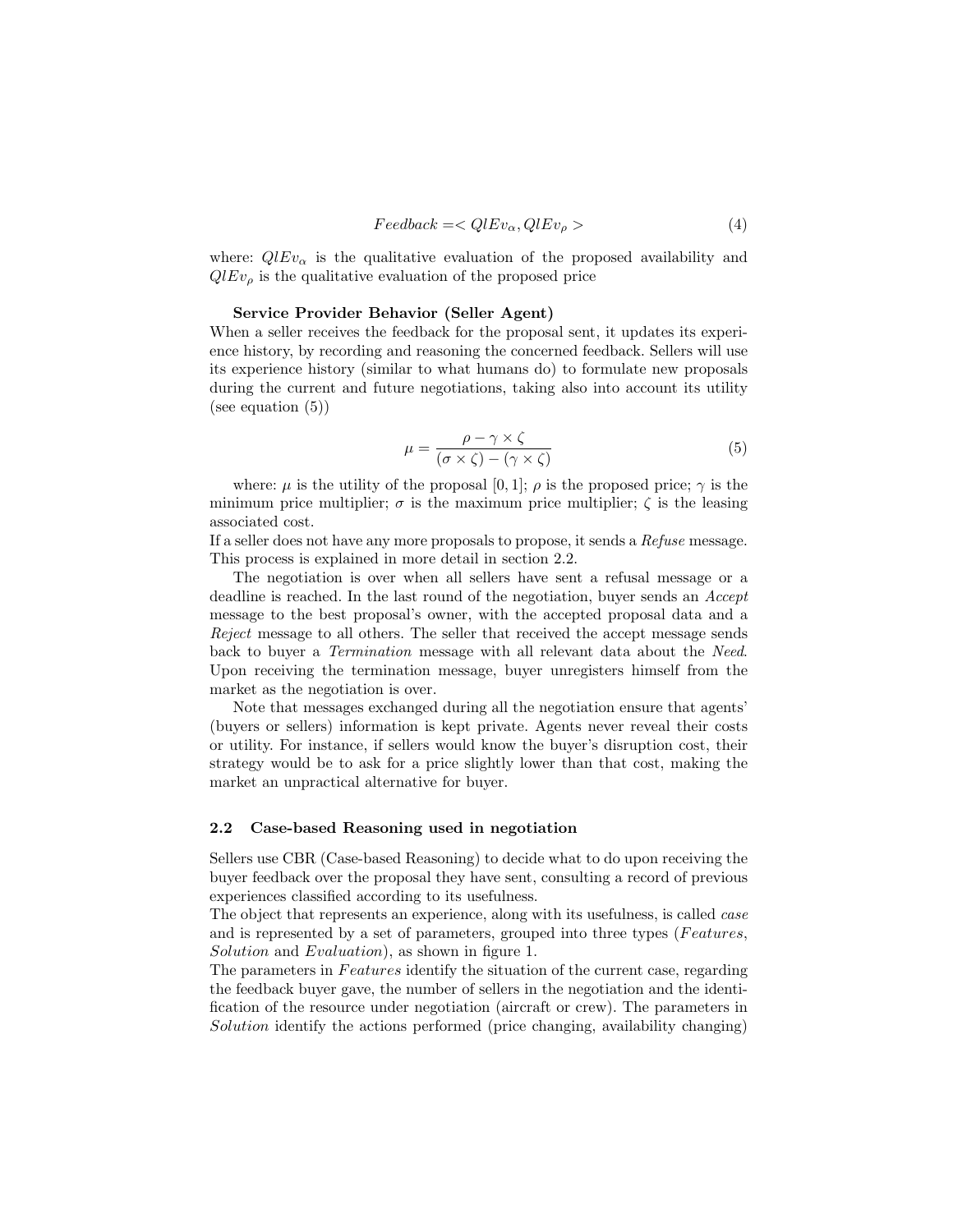$$Feedback = < QlEv_{\alpha}, QlEv_{\rho} > \tag{4}$$

where: $QlEv_{\alpha}$ is the qualitative evaluation of the proposed availability and $QlEv_{\rho}$ is the qualitative evaluation of the proposed price

**Service Provider Behavior (Seller Agent)**

When a seller receives the feedback for the proposal sent, it updates its experience history, by recording and reasoning the concerned feedback. Sellers will use its experience history (similar to what humans do) to formulate new proposals during the current and future negotiations, taking also into account its utility (see equation (5))

$$\mu = \frac{\rho - \gamma \times \zeta}{(\sigma \times \zeta) - (\gamma \times \zeta)} \tag{5}$$

where: $\mu$ is the utility of the proposal $[0, 1]$; $\rho$ is the proposed price; $\gamma$ is the minimum price multiplier; $\sigma$ is the maximum price multiplier; $\zeta$ is the leasing associated cost.

If a seller does not have any more proposals to propose, it sends a *Refuse* message. This process is explained in more detail in section 2.2.

The negotiation is over when all sellers have sent a refusal message or a deadline is reached. In the last round of the negotiation, buyer sends an *Accept* message to the best proposal's owner, with the accepted proposal data and a *Reject* message to all others. The seller that received the accept message sends back to buyer a *Termination* message with all relevant data about the *Need*. Upon receiving the termination message, buyer unregisters himself from the market as the negotiation is over.

Note that messages exchanged during all the negotiation ensure that agents' (buyers or sellers) information is kept private. Agents never reveal their costs or utility. For instance, if sellers would know the buyer's disruption cost, their strategy would be to ask for a price slightly lower than that cost, making the market an unpractical alternative for buyer.

### 2.2 Case-based Reasoning used in negotiation

Sellers use CBR (Case-based Reasoning) to decide what to do upon receiving the buyer feedback over the proposal they have sent, consulting a record of previous experiences classified according to its usefulness.

The object that represents an experience, along with its usefulness, is called *case* and is represented by a set of parameters, grouped into three types (*Features*, *Solution* and *Evaluation*), as shown in figure 1.

The parameters in *Features* identify the situation of the current case, regarding the feedback buyer gave, the number of sellers in the negotiation and the identification of the resource under negotiation (aircraft or crew). The parameters in *Solution* identify the actions performed (price changing, availability changing)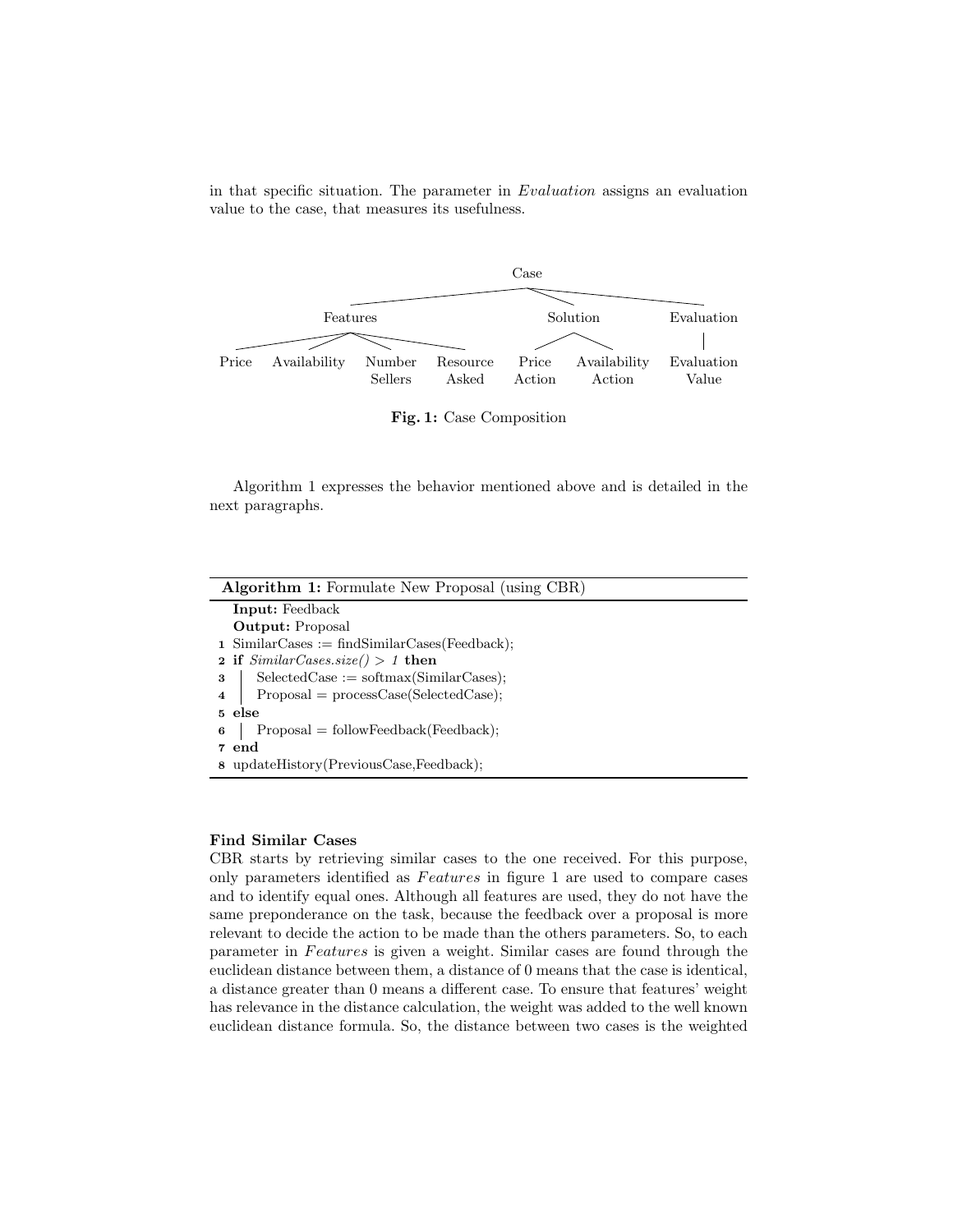in that specific situation. The parameter in *Evaluation* assigns an evaluation value to the case, that measures its usefulness.

```
Case
├── Features
│   ├── Price
│   ├── Availability
│   ├── Number Sellers
│   └── Resource Asked
├── Solution
│   ├── Price Action
│   └── Availability Action
└── Evaluation
    └── Evaluation Value
```

**Fig. 1:** Case Composition

Algorithm 1 expresses the behavior mentioned above and is detailed in the next paragraphs.

**Algorithm 1:** Formulate New Proposal (using CBR)

```
   Input: Feedback
   Output: Proposal
1  SimilarCases := findSimilarCases(Feedback);
2  if SimilarCases.size() > 1 then
3  |   SelectedCase := softmax(SimilarCases);
4  |   Proposal = processCase(SelectedCase);
5  else
6  |   Proposal = followFeedback(Feedback);
7  end
8  updateHistory(PreviousCase,Feedback);
```

**Find Similar Cases**

CBR starts by retrieving similar cases to the one received. For this purpose, only parameters identified as *Features* in figure 1 are used to compare cases and to identify equal ones. Although all features are used, they do not have the same preponderance on the task, because the feedback over a proposal is more relevant to decide the action to be made than the others parameters. So, to each parameter in *Features* is given a weight. Similar cases are found through the euclidean distance between them, a distance of 0 means that the case is identical, a distance greater than 0 means a different case. To ensure that features' weight has relevance in the distance calculation, the weight was added to the well known euclidean distance formula. So, the distance between two cases is the weighted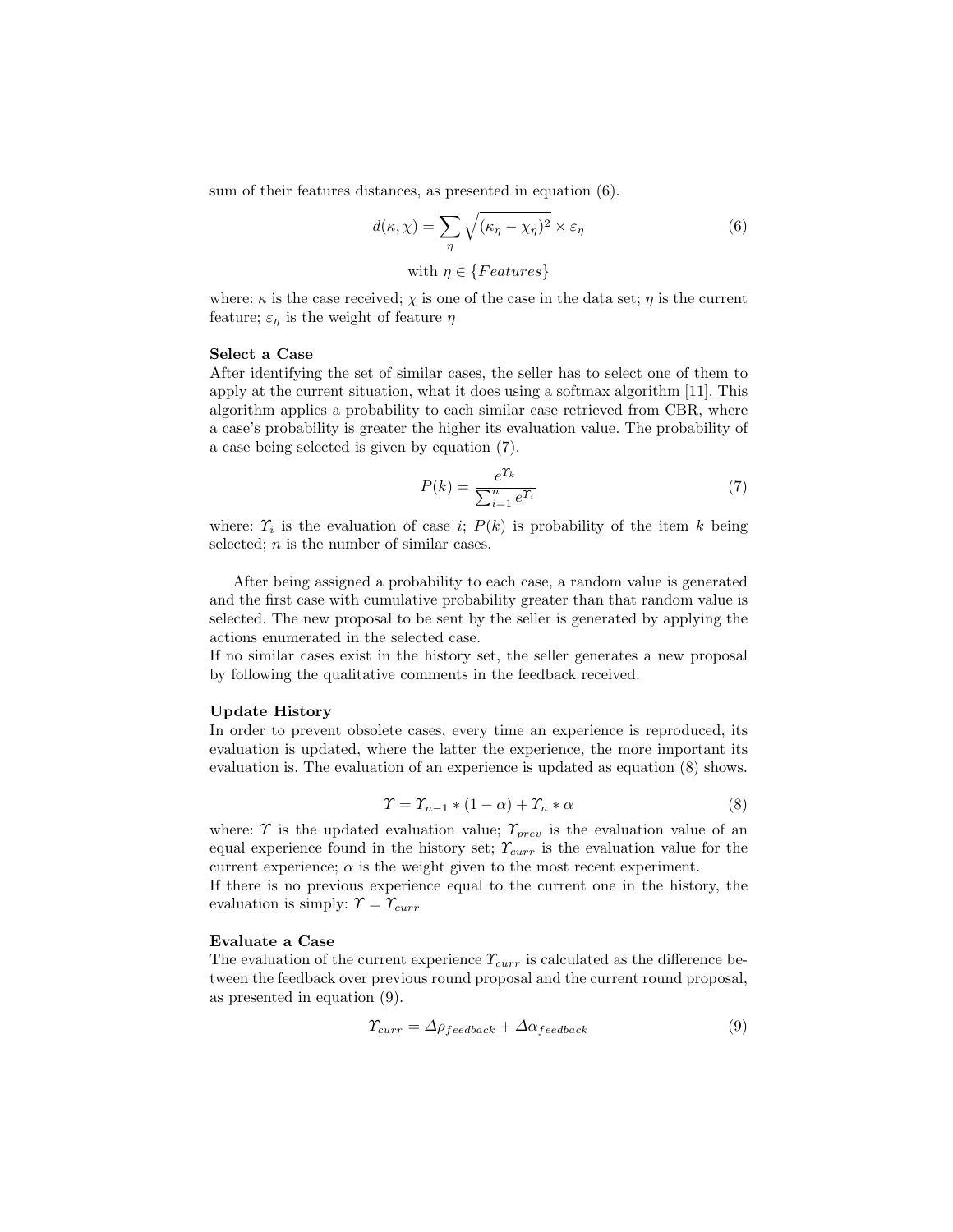sum of their features distances, as presented in equation (6).

$$d(\kappa, \chi) = \sum_{\eta} \sqrt{(\kappa_\eta - \chi_\eta)^2} \times \varepsilon_\eta \tag{6}$$

$$\text{with } \eta \in \{Features\}$$

where: $\kappa$ is the case received; $\chi$ is one of the case in the data set; $\eta$ is the current feature; $\varepsilon_\eta$ is the weight of feature $\eta$

**Select a Case**

After identifying the set of similar cases, the seller has to select one of them to apply at the current situation, what it does using a softmax algorithm [11]. This algorithm applies a probability to each similar case retrieved from CBR, where a case's probability is greater the higher its evaluation value. The probability of a case being selected is given by equation (7).

$$P(k) = \frac{e^{\Upsilon_k}}{\sum_{i=1}^{n} e^{\Upsilon_i}} \tag{7}$$

where: $\Upsilon_i$ is the evaluation of case $i$; $P(k)$ is probability of the item $k$ being selected; $n$ is the number of similar cases.

After being assigned a probability to each case, a random value is generated and the first case with cumulative probability greater than that random value is selected. The new proposal to be sent by the seller is generated by applying the actions enumerated in the selected case.
If no similar cases exist in the history set, the seller generates a new proposal by following the qualitative comments in the feedback received.

**Update History**

In order to prevent obsolete cases, every time an experience is reproduced, its evaluation is updated, where the latter the experience, the more important its evaluation is. The evaluation of an experience is updated as equation (8) shows.

$$\Upsilon = \Upsilon_{n-1} * (1 - \alpha) + \Upsilon_n * \alpha \tag{8}$$

where: $\Upsilon$ is the updated evaluation value; $\Upsilon_{prev}$ is the evaluation value of an equal experience found in the history set; $\Upsilon_{curr}$ is the evaluation value for the current experience; $\alpha$ is the weight given to the most recent experiment.
If there is no previous experience equal to the current one in the history, the evaluation is simply: $\Upsilon = \Upsilon_{curr}$

**Evaluate a Case**

The evaluation of the current experience $\Upsilon_{curr}$ is calculated as the difference between the feedback over previous round proposal and the current round proposal, as presented in equation (9).

$$\Upsilon_{curr} = \Delta\rho_{feedback} + \Delta\alpha_{feedback} \tag{9}$$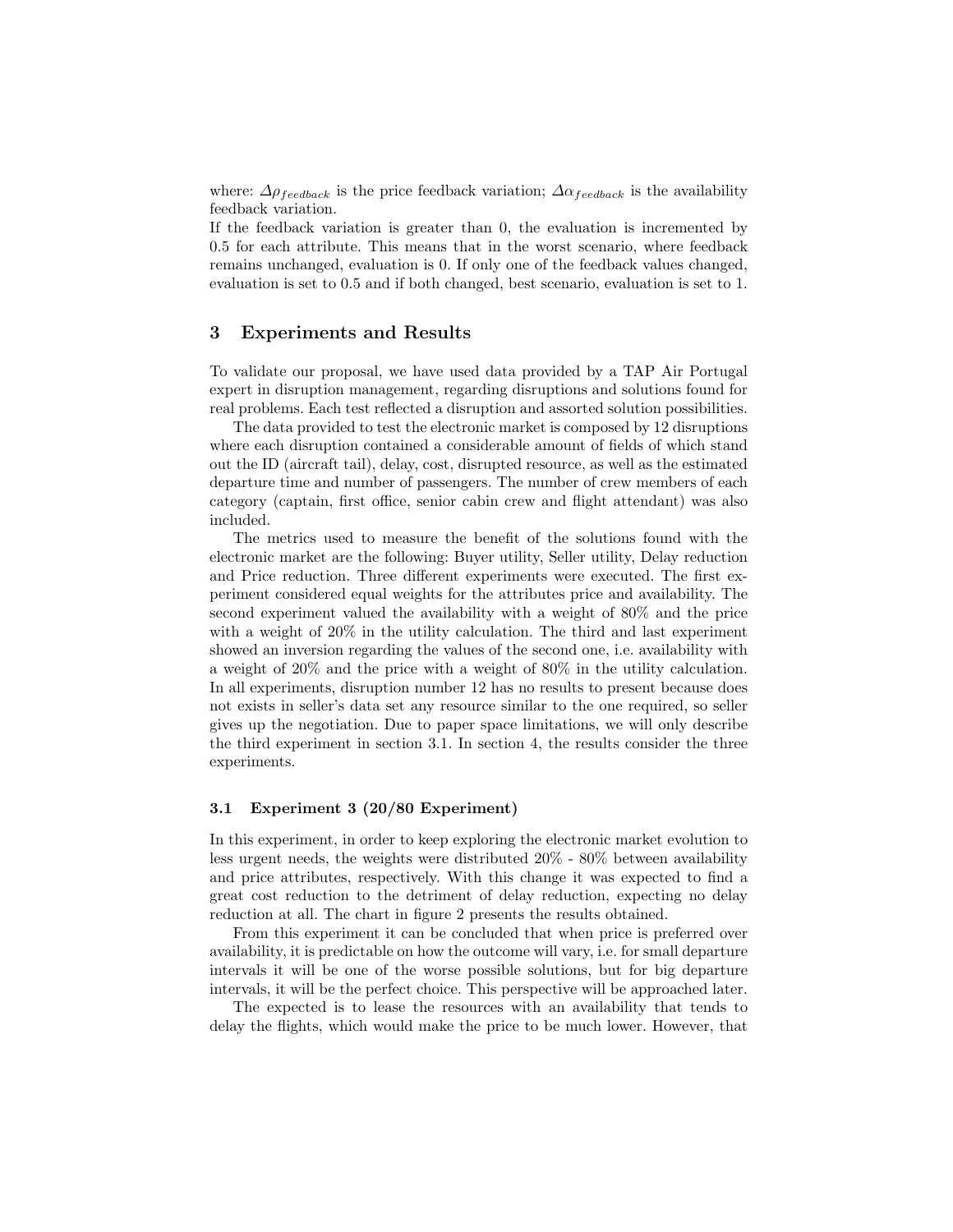where: $\Delta\rho_{feedback}$ is the price feedback variation; $\Delta\alpha_{feedback}$ is the availability feedback variation.

If the feedback variation is greater than 0, the evaluation is incremented by 0.5 for each attribute. This means that in the worst scenario, where feedback remains unchanged, evaluation is 0. If only one of the feedback values changed, evaluation is set to 0.5 and if both changed, best scenario, evaluation is set to 1.

## 3 Experiments and Results

To validate our proposal, we have used data provided by a TAP Air Portugal expert in disruption management, regarding disruptions and solutions found for real problems. Each test reflected a disruption and assorted solution possibilities.

The data provided to test the electronic market is composed by 12 disruptions where each disruption contained a considerable amount of fields of which stand out the ID (aircraft tail), delay, cost, disrupted resource, as well as the estimated departure time and number of passengers. The number of crew members of each category (captain, first office, senior cabin crew and flight attendant) was also included.

The metrics used to measure the benefit of the solutions found with the electronic market are the following: Buyer utility, Seller utility, Delay reduction and Price reduction. Three different experiments were executed. The first experiment considered equal weights for the attributes price and availability. The second experiment valued the availability with a weight of 80% and the price with a weight of 20% in the utility calculation. The third and last experiment showed an inversion regarding the values of the second one, i.e. availability with a weight of 20% and the price with a weight of 80% in the utility calculation. In all experiments, disruption number 12 has no results to present because does not exists in seller's data set any resource similar to the one required, so seller gives up the negotiation. Due to paper space limitations, we will only describe the third experiment in section 3.1. In section 4, the results consider the three experiments.

### 3.1 Experiment 3 (20/80 Experiment)

In this experiment, in order to keep exploring the electronic market evolution to less urgent needs, the weights were distributed 20% - 80% between availability and price attributes, respectively. With this change it was expected to find a great cost reduction to the detriment of delay reduction, expecting no delay reduction at all. The chart in figure 2 presents the results obtained.

From this experiment it can be concluded that when price is preferred over availability, it is predictable on how the outcome will vary, i.e. for small departure intervals it will be one of the worse possible solutions, but for big departure intervals, it will be the perfect choice. This perspective will be approached later.

The expected is to lease the resources with an availability that tends to delay the flights, which would make the price to be much lower. However, that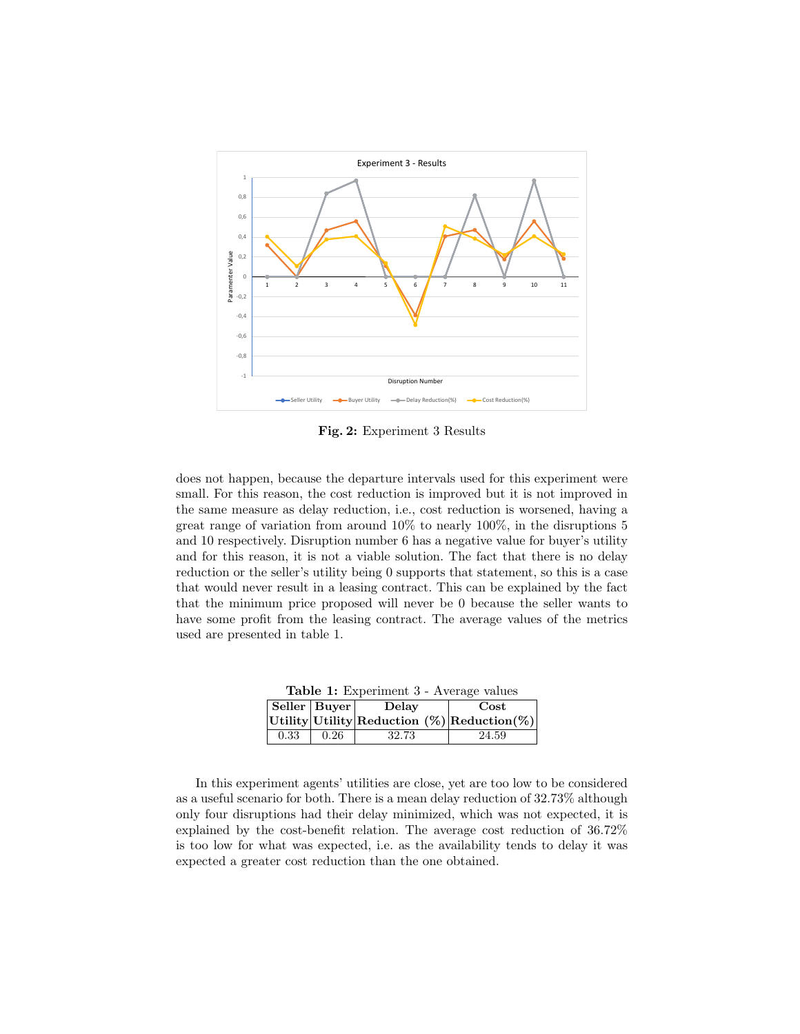**Fig. 2:** Experiment 3 Results

does not happen, because the departure intervals used for this experiment were small. For this reason, the cost reduction is improved but it is not improved in the same measure as delay reduction, i.e., cost reduction is worsened, having a great range of variation from around 10% to nearly 100%, in the disruptions 5 and 10 respectively. Disruption number 6 has a negative value for buyer's utility and for this reason, it is not a viable solution. The fact that there is no delay reduction or the seller's utility being 0 supports that statement, so this is a case that would never result in a leasing contract. This can be explained by the fact that the minimum price proposed will never be 0 because the seller wants to have some profit from the leasing contract. The average values of the metrics used are presented in table 1.

**Table 1:** Experiment 3 - Average values

| Seller Utility | Buyer Utility | Delay Reduction (%) | Cost Reduction(%) |
|---|---|---|---|
| 0.33 | 0.26 | 32.73 | 24.59 |

In this experiment agents' utilities are close, yet are too low to be considered as a useful scenario for both. There is a mean delay reduction of 32.73% although only four disruptions had their delay minimized, which was not expected, it is explained by the cost-benefit relation. The average cost reduction of 36.72% is too low for what was expected, i.e. as the availability tends to delay it was expected a greater cost reduction than the one obtained.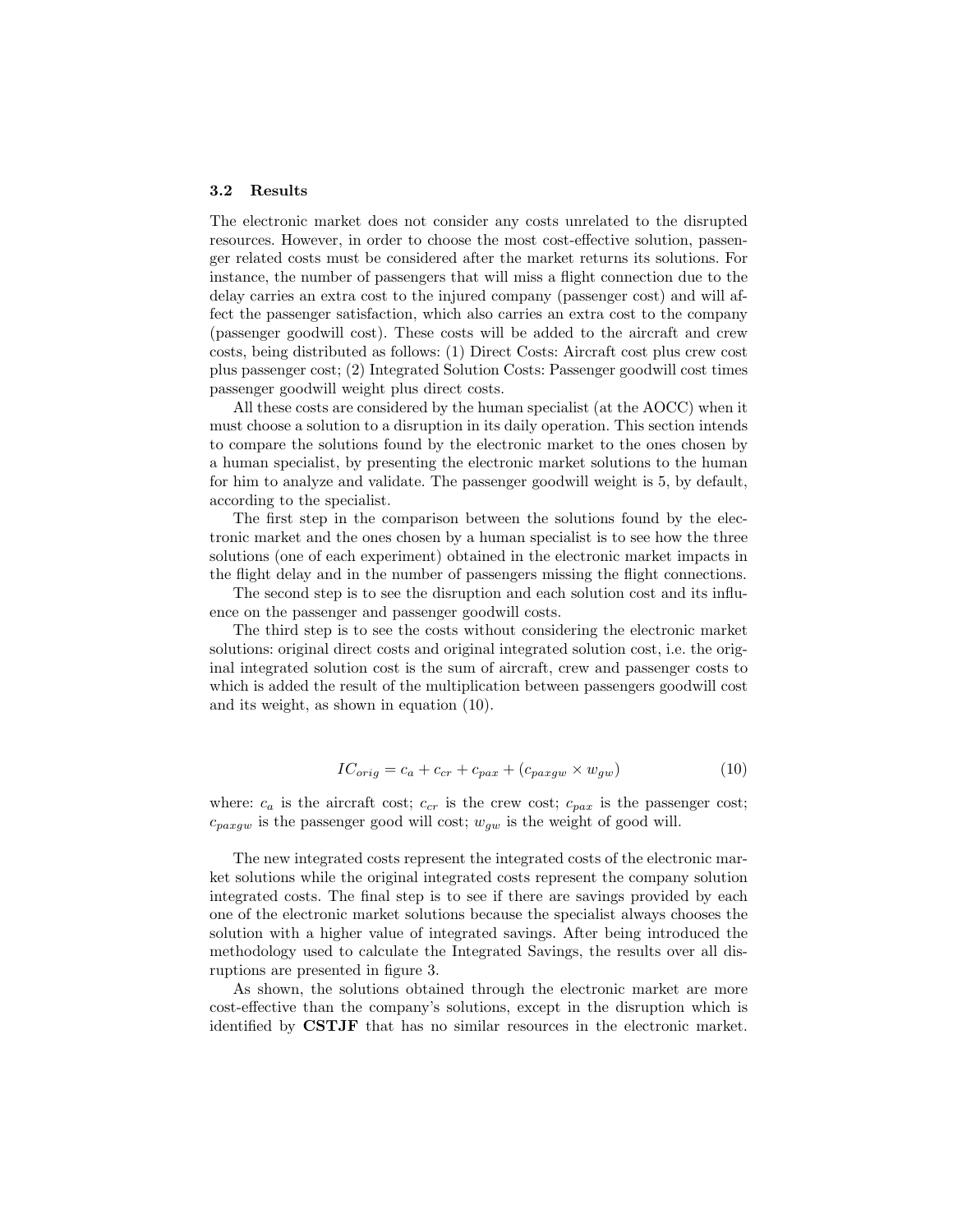### 3.2 Results

The electronic market does not consider any costs unrelated to the disrupted resources. However, in order to choose the most cost-effective solution, passenger related costs must be considered after the market returns its solutions. For instance, the number of passengers that will miss a flight connection due to the delay carries an extra cost to the injured company (passenger cost) and will affect the passenger satisfaction, which also carries an extra cost to the company (passenger goodwill cost). These costs will be added to the aircraft and crew costs, being distributed as follows: (1) Direct Costs: Aircraft cost plus crew cost plus passenger cost; (2) Integrated Solution Costs: Passenger goodwill cost times passenger goodwill weight plus direct costs.

All these costs are considered by the human specialist (at the AOCC) when it must choose a solution to a disruption in its daily operation. This section intends to compare the solutions found by the electronic market to the ones chosen by a human specialist, by presenting the electronic market solutions to the human for him to analyze and validate. The passenger goodwill weight is 5, by default, according to the specialist.

The first step in the comparison between the solutions found by the electronic market and the ones chosen by a human specialist is to see how the three solutions (one of each experiment) obtained in the electronic market impacts in the flight delay and in the number of passengers missing the flight connections.

The second step is to see the disruption and each solution cost and its influence on the passenger and passenger goodwill costs.

The third step is to see the costs without considering the electronic market solutions: original direct costs and original integrated solution cost, i.e. the original integrated solution cost is the sum of aircraft, crew and passenger costs to which is added the result of the multiplication between passengers goodwill cost and its weight, as shown in equation (10).

$$IC_{orig} = c_a + c_{cr} + c_{pax} + (c_{paxgw} \times w_{gw}) \tag{10}$$

where: $c_a$ is the aircraft cost; $c_{cr}$ is the crew cost; $c_{pax}$ is the passenger cost; $c_{paxgw}$ is the passenger good will cost; $w_{gw}$ is the weight of good will.

The new integrated costs represent the integrated costs of the electronic market solutions while the original integrated costs represent the company solution integrated costs. The final step is to see if there are savings provided by each one of the electronic market solutions because the specialist always chooses the solution with a higher value of integrated savings. After being introduced the methodology used to calculate the Integrated Savings, the results over all disruptions are presented in figure 3.

As shown, the solutions obtained through the electronic market are more cost-effective than the company's solutions, except in the disruption which is identified by **CSTJF** that has no similar resources in the electronic market.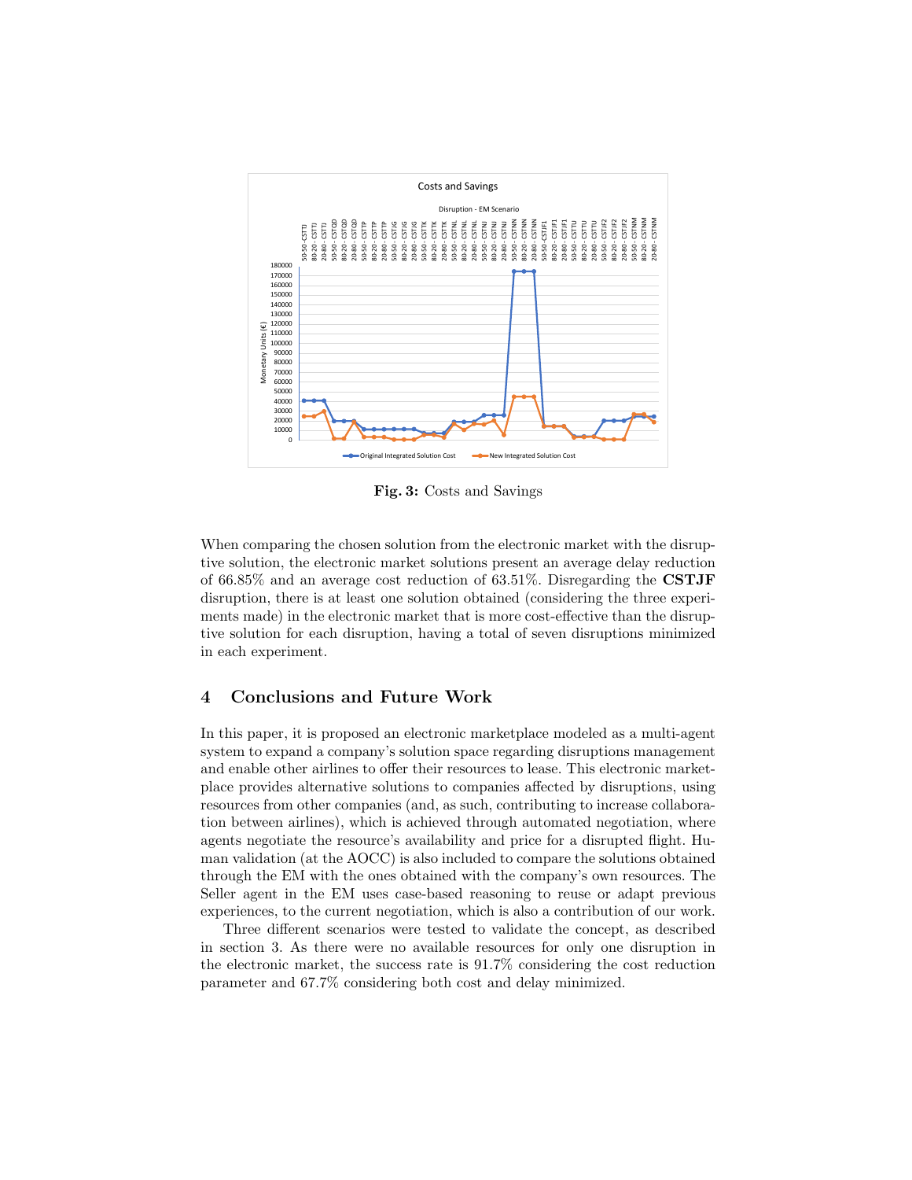**Fig. 3:** Costs and Savings

When comparing the chosen solution from the electronic market with the disruptive solution, the electronic market solutions present an average delay reduction of 66.85% and an average cost reduction of 63.51%. Disregarding the **CSTJF** disruption, there is at least one solution obtained (considering the three experiments made) in the electronic market that is more cost-effective than the disruptive solution for each disruption, having a total of seven disruptions minimized in each experiment.

## 4 Conclusions and Future Work

In this paper, it is proposed an electronic marketplace modeled as a multi-agent system to expand a company's solution space regarding disruptions management and enable other airlines to offer their resources to lease. This electronic marketplace provides alternative solutions to companies affected by disruptions, using resources from other companies (and, as such, contributing to increase collaboration between airlines), which is achieved through automated negotiation, where agents negotiate the resource's availability and price for a disrupted flight. Human validation (at the AOCC) is also included to compare the solutions obtained through the EM with the ones obtained with the company's own resources. The Seller agent in the EM uses case-based reasoning to reuse or adapt previous experiences, to the current negotiation, which is also a contribution of our work.

Three different scenarios were tested to validate the concept, as described in section 3. As there were no available resources for only one disruption in the electronic market, the success rate is 91.7% considering the cost reduction parameter and 67.7% considering both cost and delay minimized.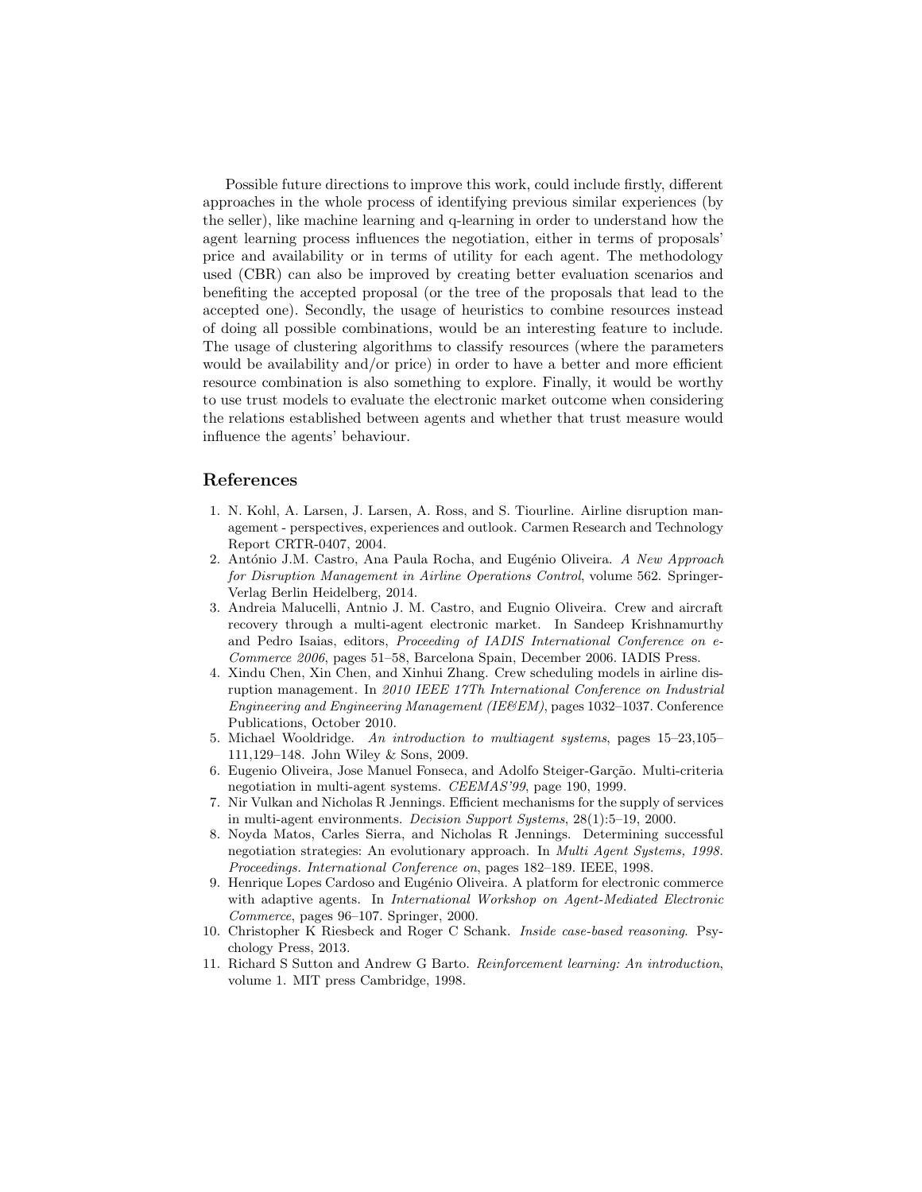Possible future directions to improve this work, could include firstly, different approaches in the whole process of identifying previous similar experiences (by the seller), like machine learning and q-learning in order to understand how the agent learning process influences the negotiation, either in terms of proposals' price and availability or in terms of utility for each agent. The methodology used (CBR) can also be improved by creating better evaluation scenarios and benefiting the accepted proposal (or the tree of the proposals that lead to the accepted one). Secondly, the usage of heuristics to combine resources instead of doing all possible combinations, would be an interesting feature to include. The usage of clustering algorithms to classify resources (where the parameters would be availability and/or price) in order to have a better and more efficient resource combination is also something to explore. Finally, it would be worthy to use trust models to evaluate the electronic market outcome when considering the relations established between agents and whether that trust measure would influence the agents' behaviour.

## References

1. N. Kohl, A. Larsen, J. Larsen, A. Ross, and S. Tiourline. Airline disruption management - perspectives, experiences and outlook. Carmen Research and Technology Report CRTR-0407, 2004.
2. António J.M. Castro, Ana Paula Rocha, and Eugénio Oliveira. *A New Approach for Disruption Management in Airline Operations Control*, volume 562. Springer-Verlag Berlin Heidelberg, 2014.
3. Andreia Malucelli, Antnio J. M. Castro, and Eugnio Oliveira. Crew and aircraft recovery through a multi-agent electronic market. In Sandeep Krishnamurthy and Pedro Isaias, editors, *Proceeding of IADIS International Conference on e-Commerce 2006*, pages 51–58, Barcelona Spain, December 2006. IADIS Press.
4. Xindu Chen, Xin Chen, and Xinhui Zhang. Crew scheduling models in airline disruption management. In *2010 IEEE 17Th International Conference on Industrial Engineering and Engineering Management (IE&EM)*, pages 1032–1037. Conference Publications, October 2010.
5. Michael Wooldridge. *An introduction to multiagent systems*, pages 15–23,105–111,129–148. John Wiley & Sons, 2009.
6. Eugenio Oliveira, Jose Manuel Fonseca, and Adolfo Steiger-Garção. Multi-criteria negotiation in multi-agent systems. *CEEMAS'99*, page 190, 1999.
7. Nir Vulkan and Nicholas R Jennings. Efficient mechanisms for the supply of services in multi-agent environments. *Decision Support Systems*, 28(1):5–19, 2000.
8. Noyda Matos, Carles Sierra, and Nicholas R Jennings. Determining successful negotiation strategies: An evolutionary approach. In *Multi Agent Systems, 1998. Proceedings. International Conference on*, pages 182–189. IEEE, 1998.
9. Henrique Lopes Cardoso and Eugénio Oliveira. A platform for electronic commerce with adaptive agents. In *International Workshop on Agent-Mediated Electronic Commerce*, pages 96–107. Springer, 2000.
10. Christopher K Riesbeck and Roger C Schank. *Inside case-based reasoning*. Psychology Press, 2013.
11. Richard S Sutton and Andrew G Barto. *Reinforcement learning: An introduction*, volume 1. MIT press Cambridge, 1998.